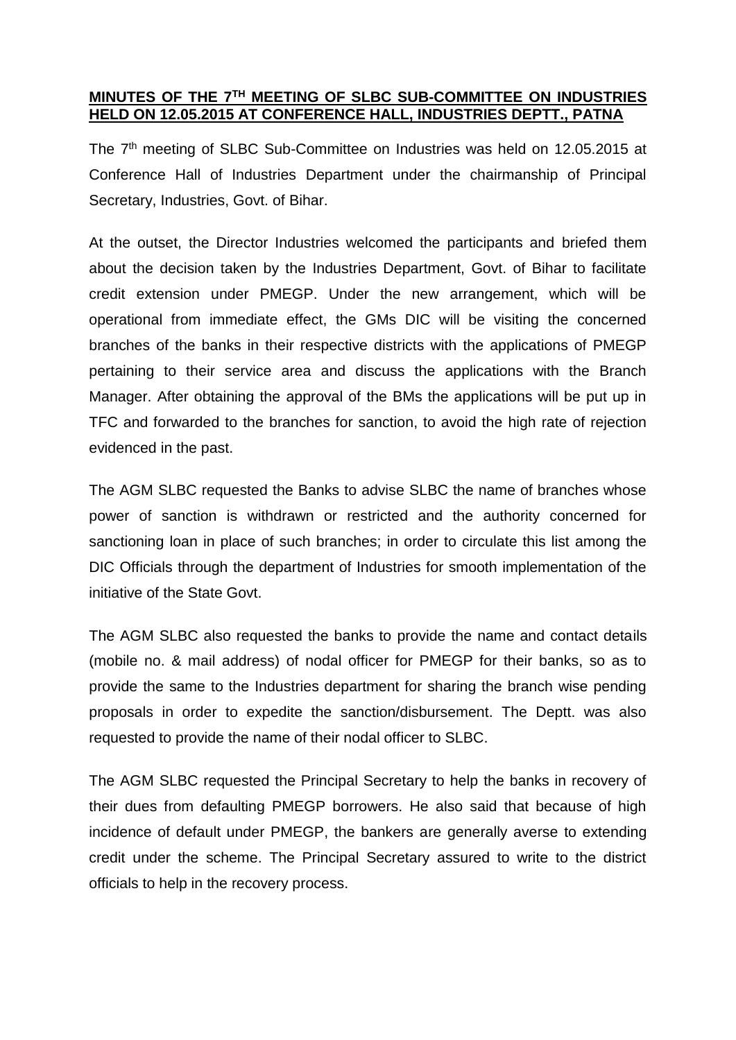**MINUTES OF THE 7TH MEETING OF SLBC SUB-COMMITTEE ON INDUSTRIES HELD ON 12.05.2015 AT CONFERENCE HALL, INDUSTRIES DEPTT., PATNA**

The 7th meeting of SLBC Sub-Committee on Industries was held on 12.05.2015 at Conference Hall of Industries Department under the chairmanship of Principal Secretary, Industries, Govt. of Bihar.

At the outset, the Director Industries welcomed the participants and briefed them about the decision taken by the Industries Department, Govt. of Bihar to facilitate credit extension under PMEGP. Under the new arrangement, which will be operational from immediate effect, the GMs DIC will be visiting the concerned branches of the banks in their respective districts with the applications of PMEGP pertaining to their service area and discuss the applications with the Branch Manager. After obtaining the approval of the BMs the applications will be put up in TFC and forwarded to the branches for sanction, to avoid the high rate of rejection evidenced in the past.

The AGM SLBC requested the Banks to advise SLBC the name of branches whose power of sanction is withdrawn or restricted and the authority concerned for sanctioning loan in place of such branches; in order to circulate this list among the DIC Officials through the department of Industries for smooth implementation of the initiative of the State Govt.

The AGM SLBC also requested the banks to provide the name and contact details (mobile no. & mail address) of nodal officer for PMEGP for their banks, so as to provide the same to the Industries department for sharing the branch wise pending proposals in order to expedite the sanction/disbursement. The Deptt. was also requested to provide the name of their nodal officer to SLBC.

The AGM SLBC requested the Principal Secretary to help the banks in recovery of their dues from defaulting PMEGP borrowers. He also said that because of high incidence of default under PMEGP, the bankers are generally averse to extending credit under the scheme. The Principal Secretary assured to write to the district officials to help in the recovery process.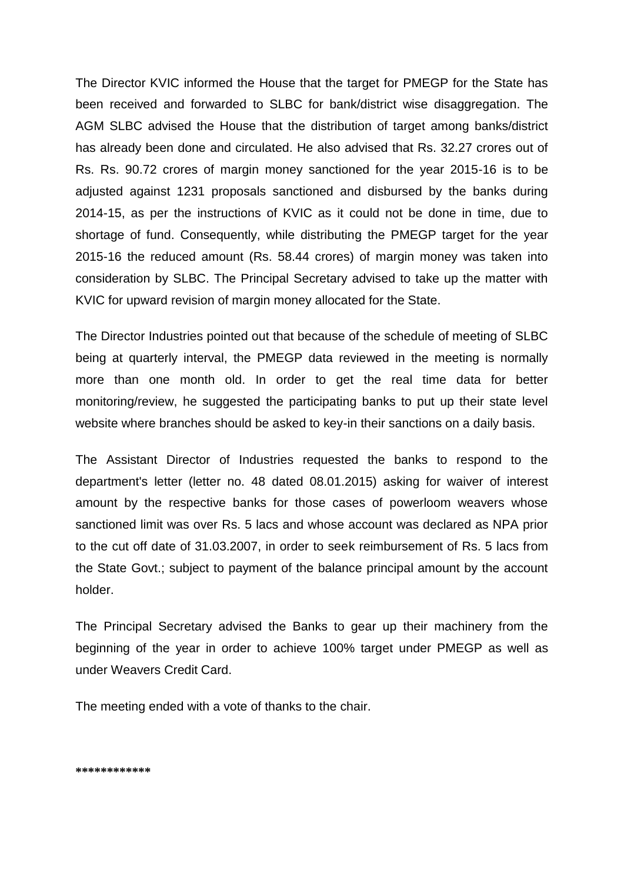The Director KVIC informed the House that the target for PMEGP for the State has been received and forwarded to SLBC for bank/district wise disaggregation. The AGM SLBC advised the House that the distribution of target among banks/district has already been done and circulated. He also advised that Rs. 32.27 crores out of Rs. Rs. 90.72 crores of margin money sanctioned for the year 2015-16 is to be adjusted against 1231 proposals sanctioned and disbursed by the banks during 2014-15, as per the instructions of KVIC as it could not be done in time, due to shortage of fund. Consequently, while distributing the PMEGP target for the year 2015-16 the reduced amount (Rs. 58.44 crores) of margin money was taken into consideration by SLBC. The Principal Secretary advised to take up the matter with KVIC for upward revision of margin money allocated for the State.

The Director Industries pointed out that because of the schedule of meeting of SLBC being at quarterly interval, the PMEGP data reviewed in the meeting is normally more than one month old. In order to get the real time data for better monitoring/review, he suggested the participating banks to put up their state level website where branches should be asked to key-in their sanctions on a daily basis.

The Assistant Director of Industries requested the banks to respond to the department's letter (letter no. 48 dated 08.01.2015) asking for waiver of interest amount by the respective banks for those cases of powerloom weavers whose sanctioned limit was over Rs. 5 lacs and whose account was declared as NPA prior to the cut off date of 31.03.2007, in order to seek reimbursement of Rs. 5 lacs from the State Govt.; subject to payment of the balance principal amount by the account holder.

The Principal Secretary advised the Banks to gear up their machinery from the beginning of the year in order to achieve 100% target under PMEGP as well as under Weavers Credit Card.

The meeting ended with a vote of thanks to the chair.

************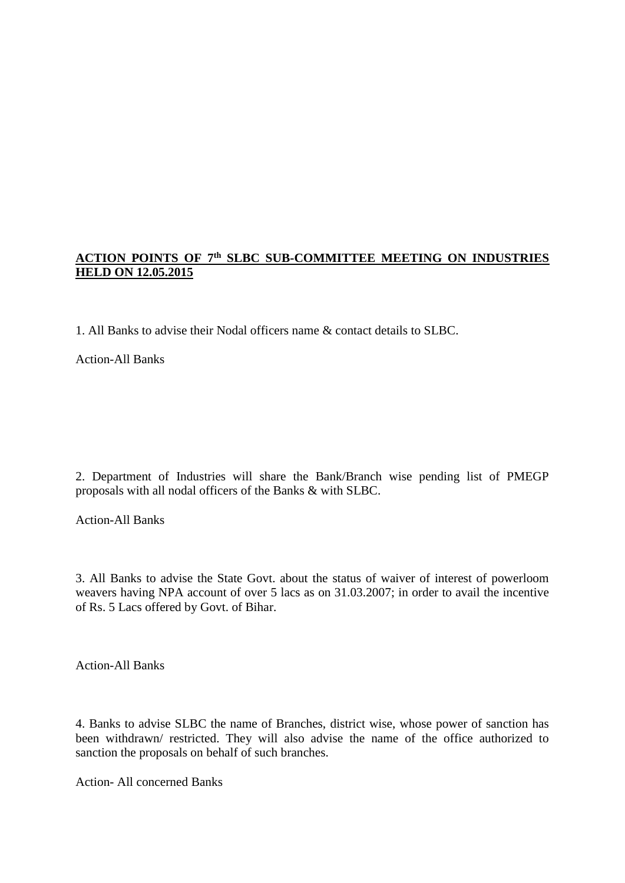**ACTION POINTS OF 7th SLBC SUB-COMMITTEE MEETING ON INDUSTRIES HELD ON 12.05.2015**

1. All Banks to advise their Nodal officers name & contact details to SLBC.

Action-All Banks

2. Department of Industries will share the Bank/Branch wise pending list of PMEGP proposals with all nodal officers of the Banks & with SLBC.

Action-All Banks

3. All Banks to advise the State Govt. about the status of waiver of interest of powerloom weavers having NPA account of over 5 lacs as on 31.03.2007; in order to avail the incentive of Rs. 5 Lacs offered by Govt. of Bihar.

Action-All Banks

4. Banks to advise SLBC the name of Branches, district wise, whose power of sanction has been withdrawn/ restricted. They will also advise the name of the office authorized to sanction the proposals on behalf of such branches.

Action- All concerned Banks